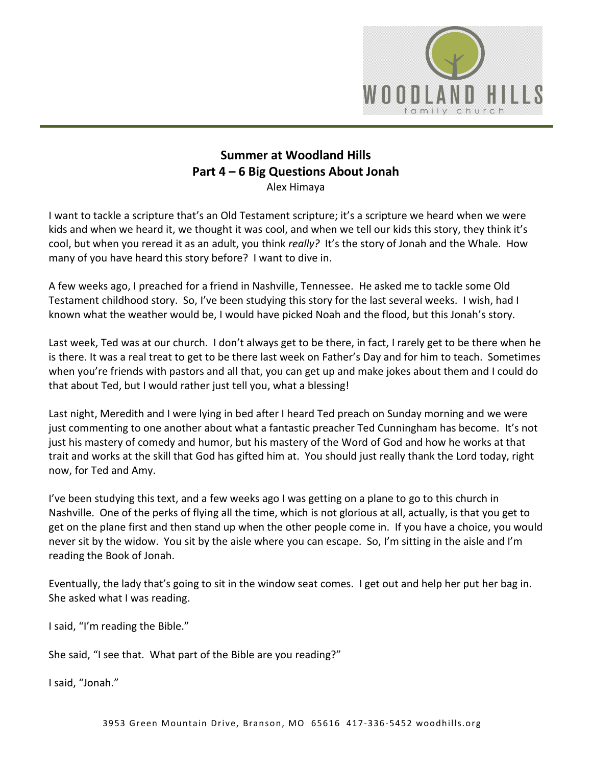# Summer at Woodland Hills
## Part 4 – 6 Big Questions About Jonah

Alex Himaya

I want to tackle a scripture that's an Old Testament scripture; it's a scripture we heard when we were kids and when we heard it, we thought it was cool, and when we tell our kids this story, they think it's cool, but when you reread it as an adult, you think *really?* It's the story of Jonah and the Whale. How many of you have heard this story before? I want to dive in.

A few weeks ago, I preached for a friend in Nashville, Tennessee. He asked me to tackle some Old Testament childhood story. So, I've been studying this story for the last several weeks. I wish, had I known what the weather would be, I would have picked Noah and the flood, but this Jonah's story.

Last week, Ted was at our church. I don't always get to be there, in fact, I rarely get to be there when he is there. It was a real treat to get to be there last week on Father's Day and for him to teach. Sometimes when you're friends with pastors and all that, you can get up and make jokes about them and I could do that about Ted, but I would rather just tell you, what a blessing!

Last night, Meredith and I were lying in bed after I heard Ted preach on Sunday morning and we were just commenting to one another about what a fantastic preacher Ted Cunningham has become. It's not just his mastery of comedy and humor, but his mastery of the Word of God and how he works at that trait and works at the skill that God has gifted him at. You should just really thank the Lord today, right now, for Ted and Amy.

I've been studying this text, and a few weeks ago I was getting on a plane to go to this church in Nashville. One of the perks of flying all the time, which is not glorious at all, actually, is that you get to get on the plane first and then stand up when the other people come in. If you have a choice, you would never sit by the widow. You sit by the aisle where you can escape. So, I'm sitting in the aisle and I'm reading the Book of Jonah.

Eventually, the lady that's going to sit in the window seat comes. I get out and help her put her bag in. She asked what I was reading.

I said, "I'm reading the Bible."

She said, "I see that. What part of the Bible are you reading?"

I said, "Jonah."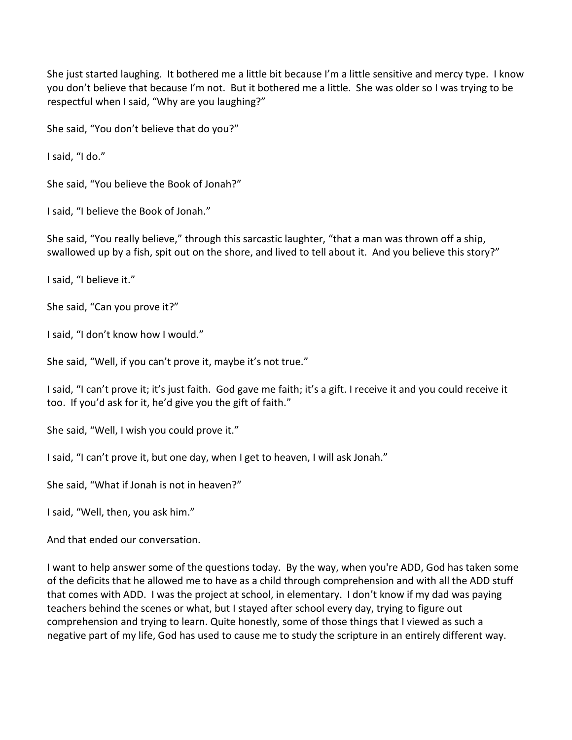She just started laughing. It bothered me a little bit because I'm a little sensitive and mercy type. I know you don't believe that because I'm not. But it bothered me a little. She was older so I was trying to be respectful when I said, "Why are you laughing?"

She said, "You don't believe that do you?"

I said, "I do."

She said, "You believe the Book of Jonah?"

I said, "I believe the Book of Jonah."

She said, "You really believe," through this sarcastic laughter, "that a man was thrown off a ship, swallowed up by a fish, spit out on the shore, and lived to tell about it. And you believe this story?"

I said, "I believe it."

She said, "Can you prove it?"

I said, "I don't know how I would."

She said, "Well, if you can't prove it, maybe it's not true."

I said, "I can't prove it; it's just faith. God gave me faith; it's a gift. I receive it and you could receive it too. If you'd ask for it, he'd give you the gift of faith."

She said, "Well, I wish you could prove it."

I said, "I can't prove it, but one day, when I get to heaven, I will ask Jonah."

She said, "What if Jonah is not in heaven?"

I said, "Well, then, you ask him."

And that ended our conversation.

I want to help answer some of the questions today. By the way, when you're ADD, God has taken some of the deficits that he allowed me to have as a child through comprehension and with all the ADD stuff that comes with ADD. I was the project at school, in elementary. I don't know if my dad was paying teachers behind the scenes or what, but I stayed after school every day, trying to figure out comprehension and trying to learn. Quite honestly, some of those things that I viewed as such a negative part of my life, God has used to cause me to study the scripture in an entirely different way.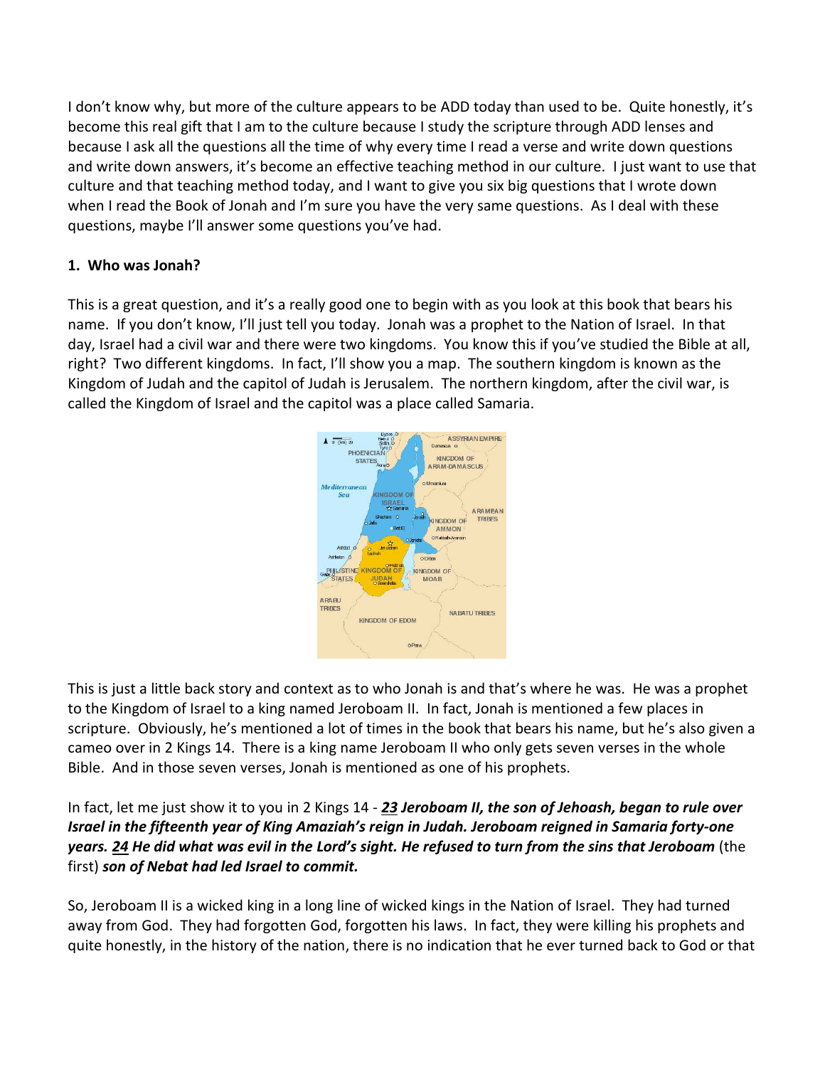I don't know why, but more of the culture appears to be ADD today than used to be. Quite honestly, it's become this real gift that I am to the culture because I study the scripture through ADD lenses and because I ask all the questions all the time of why every time I read a verse and write down questions and write down answers, it's become an effective teaching method in our culture. I just want to use that culture and that teaching method today, and I want to give you six big questions that I wrote down when I read the Book of Jonah and I'm sure you have the very same questions. As I deal with these questions, maybe I'll answer some questions you've had.

**1. Who was Jonah?**

This is a great question, and it's a really good one to begin with as you look at this book that bears his name. If you don't know, I'll just tell you today. Jonah was a prophet to the Nation of Israel. In that day, Israel had a civil war and there were two kingdoms. You know this if you've studied the Bible at all, right? Two different kingdoms. In fact, I'll show you a map. The southern kingdom is known as the Kingdom of Judah and the capitol of Judah is Jerusalem. The northern kingdom, after the civil war, is called the Kingdom of Israel and the capitol was a place called Samaria.

This is just a little back story and context as to who Jonah is and that's where he was. He was a prophet to the Kingdom of Israel to a king named Jeroboam II. In fact, Jonah is mentioned a few places in scripture. Obviously, he's mentioned a lot of times in the book that bears his name, but he's also given a cameo over in 2 Kings 14. There is a king name Jeroboam II who only gets seven verses in the whole Bible. And in those seven verses, Jonah is mentioned as one of his prophets.

In fact, let me just show it to you in 2 Kings 14 - ***23** Jeroboam II, the son of Jehoash, began to rule over Israel in the fifteenth year of King Amaziah's reign in Judah. Jeroboam reigned in Samaria forty-one years. **24** He did what was evil in the Lord's sight. He refused to turn from the sins that Jeroboam* (the first) ***son of Nebat had led Israel to commit.***

So, Jeroboam II is a wicked king in a long line of wicked kings in the Nation of Israel. They had turned away from God. They had forgotten God, forgotten his laws. In fact, they were killing his prophets and quite honestly, in the history of the nation, there is no indication that he ever turned back to God or that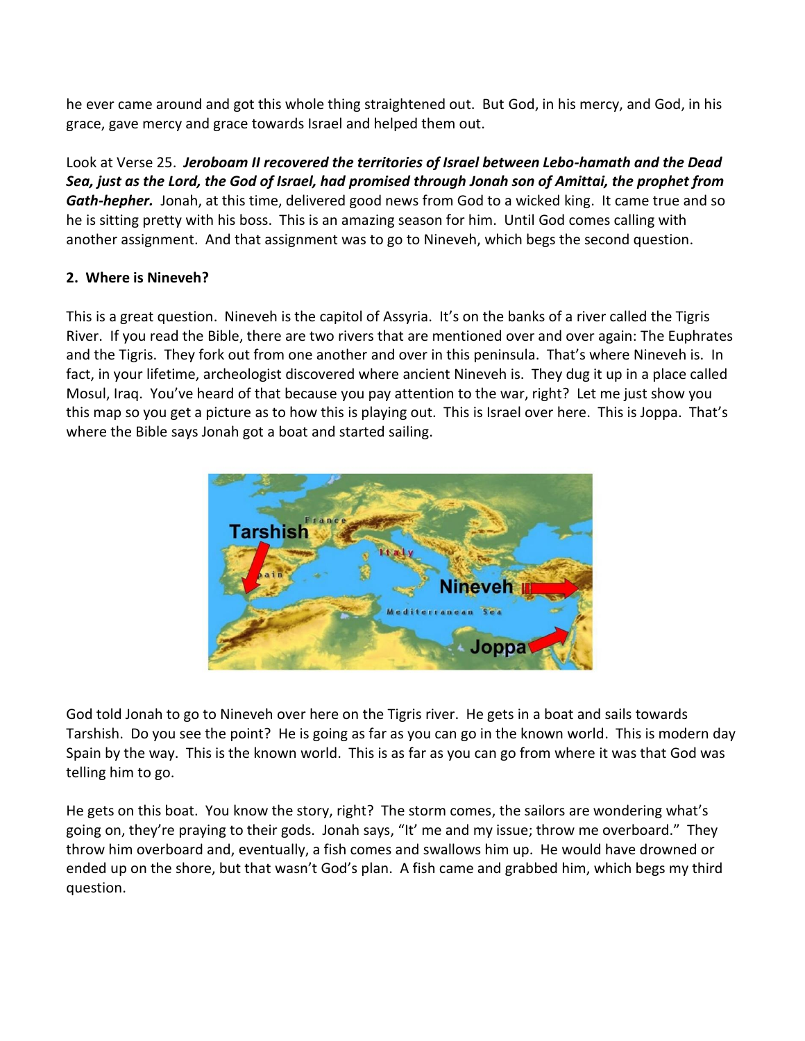he ever came around and got this whole thing straightened out. But God, in his mercy, and God, in his grace, gave mercy and grace towards Israel and helped them out.

Look at Verse 25. ***Jeroboam II recovered the territories of Israel between Lebo-hamath and the Dead Sea, just as the Lord, the God of Israel, had promised through Jonah son of Amittai, the prophet from Gath-hepher.*** Jonah, at this time, delivered good news from God to a wicked king. It came true and so he is sitting pretty with his boss. This is an amazing season for him. Until God comes calling with another assignment. And that assignment was to go to Nineveh, which begs the second question.

**2. Where is Nineveh?**

This is a great question. Nineveh is the capitol of Assyria. It's on the banks of a river called the Tigris River. If you read the Bible, there are two rivers that are mentioned over and over again: The Euphrates and the Tigris. They fork out from one another and over in this peninsula. That's where Nineveh is. In fact, in your lifetime, archeologist discovered where ancient Nineveh is. They dug it up in a place called Mosul, Iraq. You've heard of that because you pay attention to the war, right? Let me just show you this map so you get a picture as to how this is playing out. This is Israel over here. This is Joppa. That's where the Bible says Jonah got a boat and started sailing.

God told Jonah to go to Nineveh over here on the Tigris river. He gets in a boat and sails towards Tarshish. Do you see the point? He is going as far as you can go in the known world. This is modern day Spain by the way. This is the known world. This is as far as you can go from where it was that God was telling him to go.

He gets on this boat. You know the story, right? The storm comes, the sailors are wondering what's going on, they're praying to their gods. Jonah says, "It' me and my issue; throw me overboard." They throw him overboard and, eventually, a fish comes and swallows him up. He would have drowned or ended up on the shore, but that wasn't God's plan. A fish came and grabbed him, which begs my third question.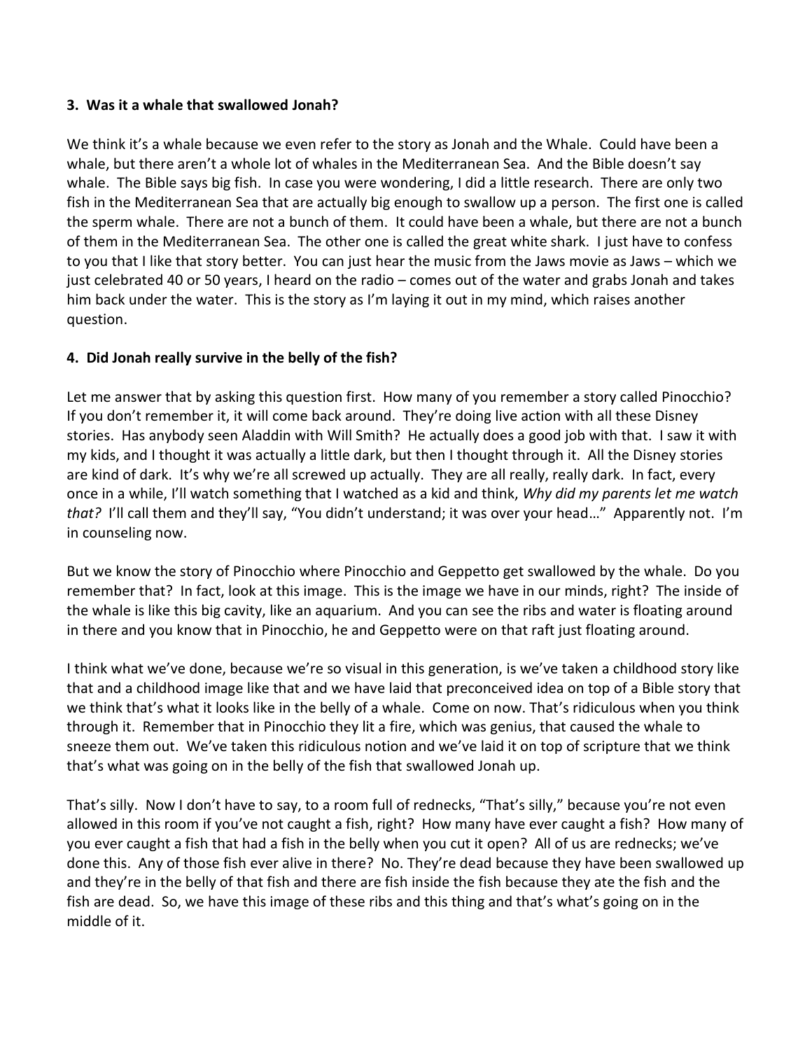**3. Was it a whale that swallowed Jonah?**

We think it's a whale because we even refer to the story as Jonah and the Whale. Could have been a whale, but there aren't a whole lot of whales in the Mediterranean Sea. And the Bible doesn't say whale. The Bible says big fish. In case you were wondering, I did a little research. There are only two fish in the Mediterranean Sea that are actually big enough to swallow up a person. The first one is called the sperm whale. There are not a bunch of them. It could have been a whale, but there are not a bunch of them in the Mediterranean Sea. The other one is called the great white shark. I just have to confess to you that I like that story better. You can just hear the music from the Jaws movie as Jaws – which we just celebrated 40 or 50 years, I heard on the radio – comes out of the water and grabs Jonah and takes him back under the water. This is the story as I'm laying it out in my mind, which raises another question.

**4. Did Jonah really survive in the belly of the fish?**

Let me answer that by asking this question first. How many of you remember a story called Pinocchio? If you don't remember it, it will come back around. They're doing live action with all these Disney stories. Has anybody seen Aladdin with Will Smith? He actually does a good job with that. I saw it with my kids, and I thought it was actually a little dark, but then I thought through it. All the Disney stories are kind of dark. It's why we're all screwed up actually. They are all really, really dark. In fact, every once in a while, I'll watch something that I watched as a kid and think, *Why did my parents let me watch that?* I'll call them and they'll say, "You didn't understand; it was over your head…" Apparently not. I'm in counseling now.

But we know the story of Pinocchio where Pinocchio and Geppetto get swallowed by the whale. Do you remember that? In fact, look at this image. This is the image we have in our minds, right? The inside of the whale is like this big cavity, like an aquarium. And you can see the ribs and water is floating around in there and you know that in Pinocchio, he and Geppetto were on that raft just floating around.

I think what we've done, because we're so visual in this generation, is we've taken a childhood story like that and a childhood image like that and we have laid that preconceived idea on top of a Bible story that we think that's what it looks like in the belly of a whale. Come on now. That's ridiculous when you think through it. Remember that in Pinocchio they lit a fire, which was genius, that caused the whale to sneeze them out. We've taken this ridiculous notion and we've laid it on top of scripture that we think that's what was going on in the belly of the fish that swallowed Jonah up.

That's silly. Now I don't have to say, to a room full of rednecks, "That's silly," because you're not even allowed in this room if you've not caught a fish, right? How many have ever caught a fish? How many of you ever caught a fish that had a fish in the belly when you cut it open? All of us are rednecks; we've done this. Any of those fish ever alive in there? No. They're dead because they have been swallowed up and they're in the belly of that fish and there are fish inside the fish because they ate the fish and the fish are dead. So, we have this image of these ribs and this thing and that's what's going on in the middle of it.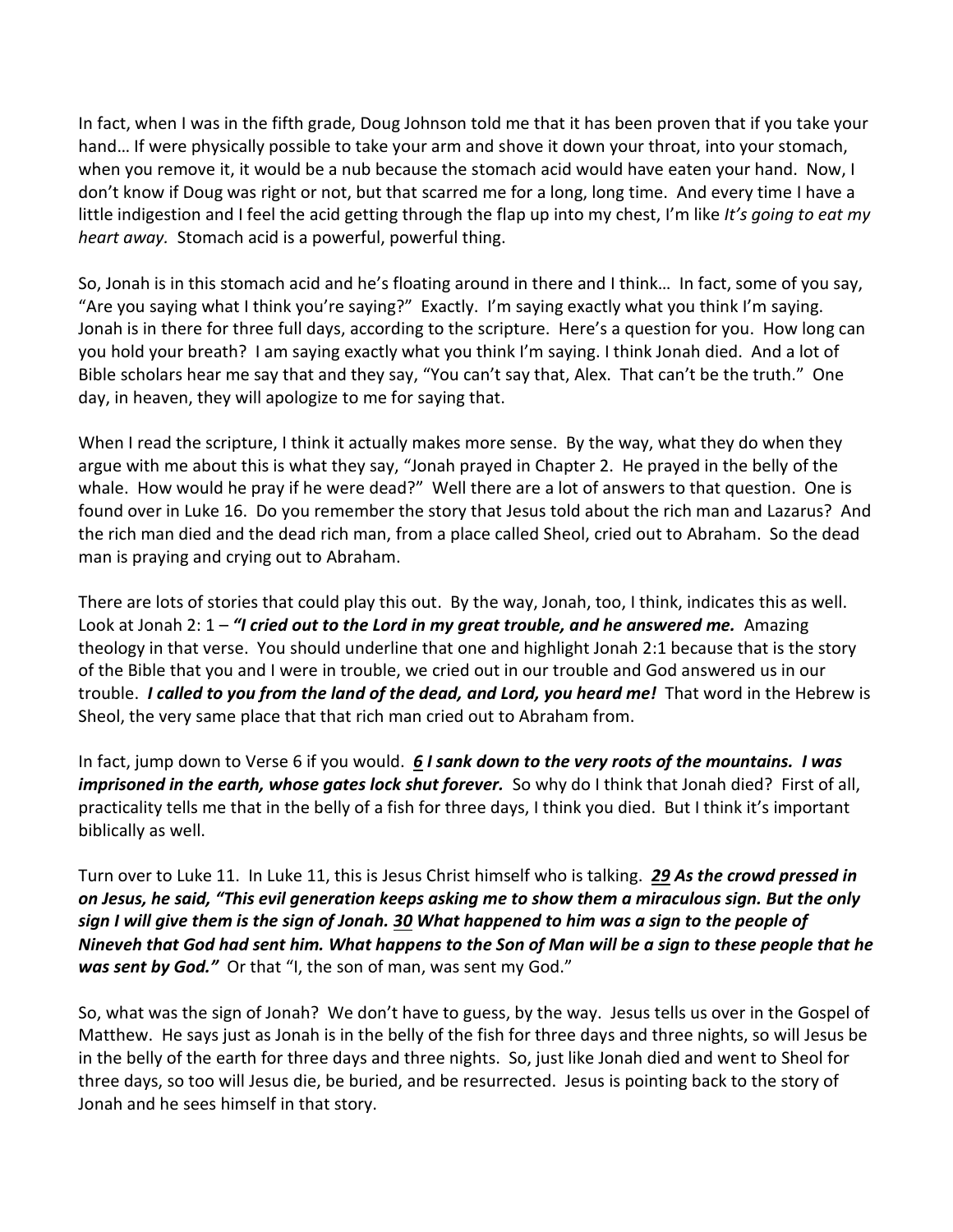In fact, when I was in the fifth grade, Doug Johnson told me that it has been proven that if you take your hand… If were physically possible to take your arm and shove it down your throat, into your stomach, when you remove it, it would be a nub because the stomach acid would have eaten your hand. Now, I don't know if Doug was right or not, but that scarred me for a long, long time. And every time I have a little indigestion and I feel the acid getting through the flap up into my chest, I'm like *It's going to eat my heart away.* Stomach acid is a powerful, powerful thing.

So, Jonah is in this stomach acid and he's floating around in there and I think… In fact, some of you say, "Are you saying what I think you're saying?" Exactly. I'm saying exactly what you think I'm saying. Jonah is in there for three full days, according to the scripture. Here's a question for you. How long can you hold your breath? I am saying exactly what you think I'm saying. I think Jonah died. And a lot of Bible scholars hear me say that and they say, "You can't say that, Alex. That can't be the truth." One day, in heaven, they will apologize to me for saying that.

When I read the scripture, I think it actually makes more sense. By the way, what they do when they argue with me about this is what they say, "Jonah prayed in Chapter 2. He prayed in the belly of the whale. How would he pray if he were dead?" Well there are a lot of answers to that question. One is found over in Luke 16. Do you remember the story that Jesus told about the rich man and Lazarus? And the rich man died and the dead rich man, from a place called Sheol, cried out to Abraham. So the dead man is praying and crying out to Abraham.

There are lots of stories that could play this out. By the way, Jonah, too, I think, indicates this as well. Look at Jonah 2: 1 – ***"I cried out to the Lord in my great trouble, and he answered me.*** Amazing theology in that verse. You should underline that one and highlight Jonah 2:1 because that is the story of the Bible that you and I were in trouble, we cried out in our trouble and God answered us in our trouble. ***I called to you from the land of the dead, and Lord, you heard me!*** That word in the Hebrew is Sheol, the very same place that that rich man cried out to Abraham from.

In fact, jump down to Verse 6 if you would. ***6 I sank down to the very roots of the mountains. I was imprisoned in the earth, whose gates lock shut forever.*** So why do I think that Jonah died? First of all, practicality tells me that in the belly of a fish for three days, I think you died. But I think it's important biblically as well.

Turn over to Luke 11. In Luke 11, this is Jesus Christ himself who is talking. ***29 As the crowd pressed in on Jesus, he said, "This evil generation keeps asking me to show them a miraculous sign. But the only sign I will give them is the sign of Jonah. 30 What happened to him was a sign to the people of Nineveh that God had sent him. What happens to the Son of Man will be a sign to these people that he was sent by God."*** Or that "I, the son of man, was sent my God."

So, what was the sign of Jonah? We don't have to guess, by the way. Jesus tells us over in the Gospel of Matthew. He says just as Jonah is in the belly of the fish for three days and three nights, so will Jesus be in the belly of the earth for three days and three nights. So, just like Jonah died and went to Sheol for three days, so too will Jesus die, be buried, and be resurrected. Jesus is pointing back to the story of Jonah and he sees himself in that story.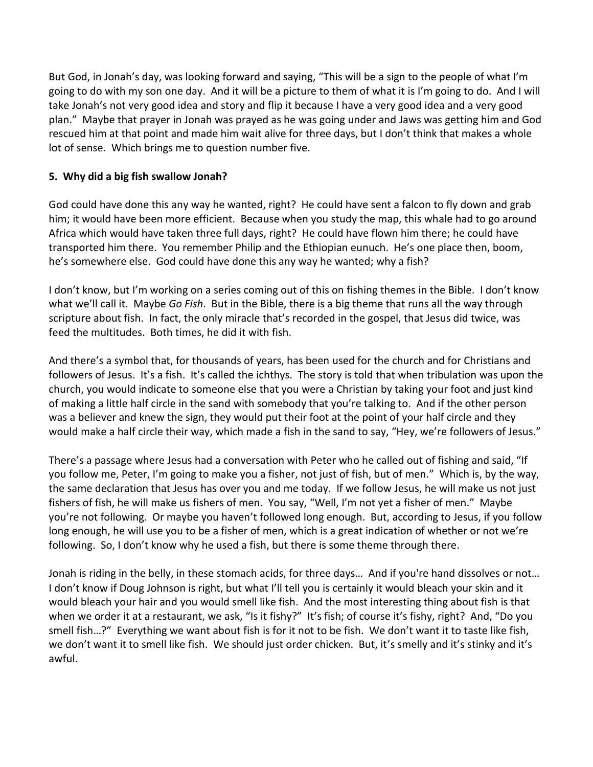But God, in Jonah's day, was looking forward and saying, "This will be a sign to the people of what I'm going to do with my son one day. And it will be a picture to them of what it is I'm going to do. And I will take Jonah's not very good idea and story and flip it because I have a very good idea and a very good plan." Maybe that prayer in Jonah was prayed as he was going under and Jaws was getting him and God rescued him at that point and made him wait alive for three days, but I don't think that makes a whole lot of sense. Which brings me to question number five.

**5. Why did a big fish swallow Jonah?**

God could have done this any way he wanted, right? He could have sent a falcon to fly down and grab him; it would have been more efficient. Because when you study the map, this whale had to go around Africa which would have taken three full days, right? He could have flown him there; he could have transported him there. You remember Philip and the Ethiopian eunuch. He's one place then, boom, he's somewhere else. God could have done this any way he wanted; why a fish?

I don't know, but I'm working on a series coming out of this on fishing themes in the Bible. I don't know what we'll call it. Maybe *Go Fish*. But in the Bible, there is a big theme that runs all the way through scripture about fish. In fact, the only miracle that's recorded in the gospel, that Jesus did twice, was feed the multitudes. Both times, he did it with fish.

And there's a symbol that, for thousands of years, has been used for the church and for Christians and followers of Jesus. It's a fish. It's called the ichthys. The story is told that when tribulation was upon the church, you would indicate to someone else that you were a Christian by taking your foot and just kind of making a little half circle in the sand with somebody that you're talking to. And if the other person was a believer and knew the sign, they would put their foot at the point of your half circle and they would make a half circle their way, which made a fish in the sand to say, "Hey, we're followers of Jesus."

There's a passage where Jesus had a conversation with Peter who he called out of fishing and said, "If you follow me, Peter, I'm going to make you a fisher, not just of fish, but of men." Which is, by the way, the same declaration that Jesus has over you and me today. If we follow Jesus, he will make us not just fishers of fish, he will make us fishers of men. You say, "Well, I'm not yet a fisher of men." Maybe you're not following. Or maybe you haven't followed long enough. But, according to Jesus, if you follow long enough, he will use you to be a fisher of men, which is a great indication of whether or not we're following. So, I don't know why he used a fish, but there is some theme through there.

Jonah is riding in the belly, in these stomach acids, for three days… And if you're hand dissolves or not… I don't know if Doug Johnson is right, but what I'll tell you is certainly it would bleach your skin and it would bleach your hair and you would smell like fish. And the most interesting thing about fish is that when we order it at a restaurant, we ask, "Is it fishy?" It's fish; of course it's fishy, right? And, "Do you smell fish…?" Everything we want about fish is for it not to be fish. We don't want it to taste like fish, we don't want it to smell like fish. We should just order chicken. But, it's smelly and it's stinky and it's awful.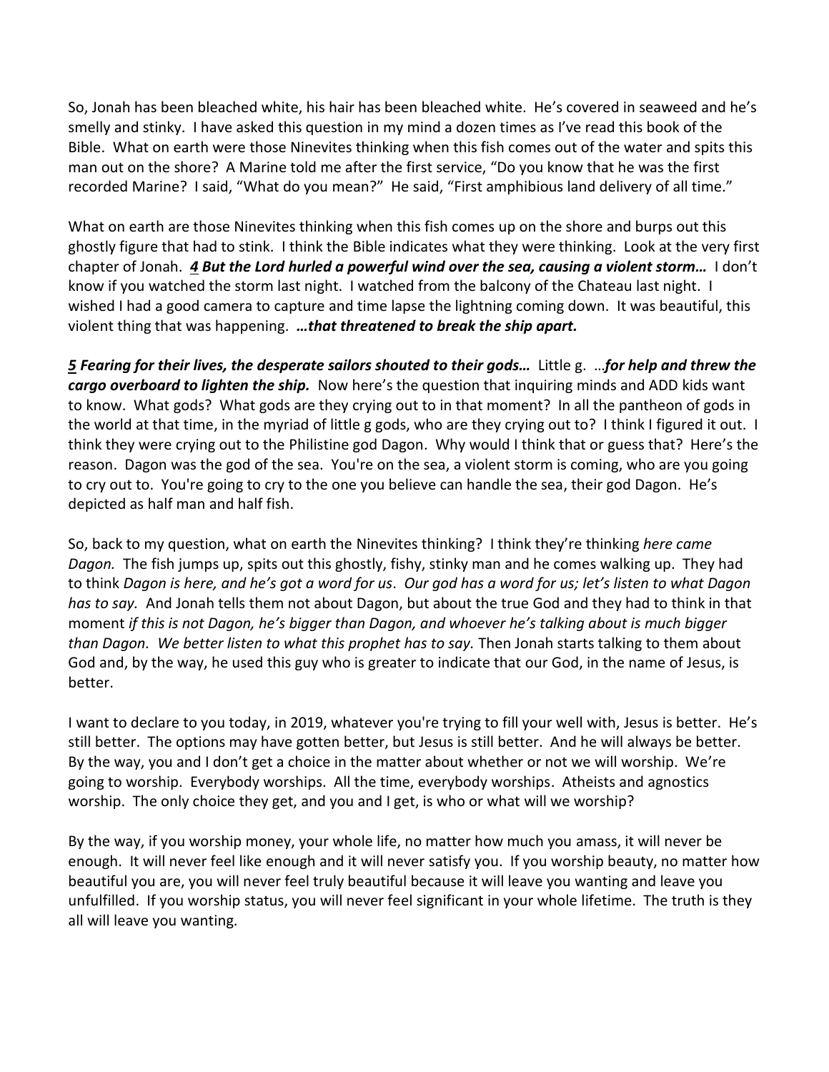So, Jonah has been bleached white, his hair has been bleached white. He's covered in seaweed and he's smelly and stinky. I have asked this question in my mind a dozen times as I've read this book of the Bible. What on earth were those Ninevites thinking when this fish comes out of the water and spits this man out on the shore? A Marine told me after the first service, "Do you know that he was the first recorded Marine? I said, "What do you mean?" He said, "First amphibious land delivery of all time."

What on earth are those Ninevites thinking when this fish comes up on the shore and burps out this ghostly figure that had to stink. I think the Bible indicates what they were thinking. Look at the very first chapter of Jonah. ***4 But the Lord hurled a powerful wind over the sea, causing a violent storm…*** I don't know if you watched the storm last night. I watched from the balcony of the Chateau last night. I wished I had a good camera to capture and time lapse the lightning coming down. It was beautiful, this violent thing that was happening. ***…that threatened to break the ship apart.***

***5 Fearing for their lives, the desperate sailors shouted to their gods…*** Little g. …***for help and threw the cargo overboard to lighten the ship.*** Now here's the question that inquiring minds and ADD kids want to know. What gods? What gods are they crying out to in that moment? In all the pantheon of gods in the world at that time, in the myriad of little g gods, who are they crying out to? I think I figured it out. I think they were crying out to the Philistine god Dagon. Why would I think that or guess that? Here's the reason. Dagon was the god of the sea. You're on the sea, a violent storm is coming, who are you going to cry out to. You're going to cry to the one you believe can handle the sea, their god Dagon. He's depicted as half man and half fish.

So, back to my question, what on earth the Ninevites thinking? I think they're thinking *here came Dagon.* The fish jumps up, spits out this ghostly, fishy, stinky man and he comes walking up. They had to think *Dagon is here, and he's got a word for us*. *Our god has a word for us; let's listen to what Dagon has to say.* And Jonah tells them not about Dagon, but about the true God and they had to think in that moment *if this is not Dagon, he's bigger than Dagon, and whoever he's talking about is much bigger than Dagon. We better listen to what this prophet has to say.* Then Jonah starts talking to them about God and, by the way, he used this guy who is greater to indicate that our God, in the name of Jesus, is better.

I want to declare to you today, in 2019, whatever you're trying to fill your well with, Jesus is better. He's still better. The options may have gotten better, but Jesus is still better. And he will always be better. By the way, you and I don't get a choice in the matter about whether or not we will worship. We're going to worship. Everybody worships. All the time, everybody worships. Atheists and agnostics worship. The only choice they get, and you and I get, is who or what will we worship?

By the way, if you worship money, your whole life, no matter how much you amass, it will never be enough. It will never feel like enough and it will never satisfy you. If you worship beauty, no matter how beautiful you are, you will never feel truly beautiful because it will leave you wanting and leave you unfulfilled. If you worship status, you will never feel significant in your whole lifetime. The truth is they all will leave you wanting.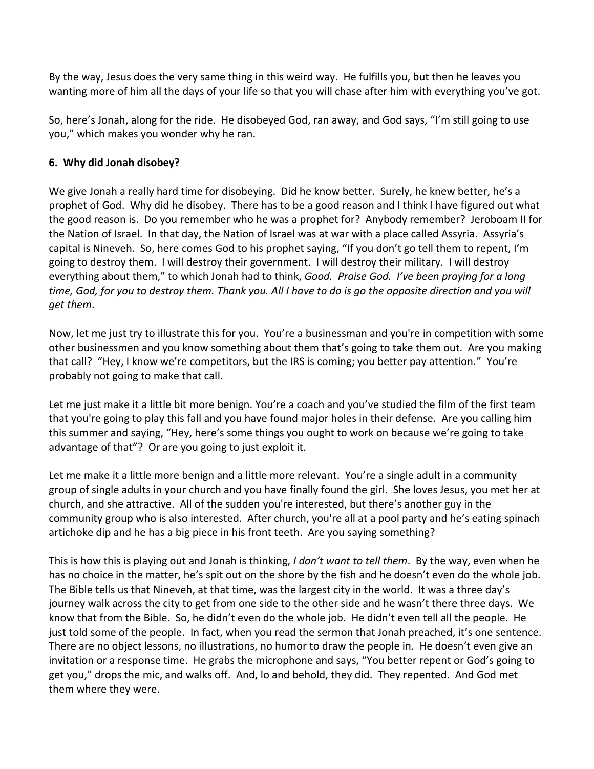By the way, Jesus does the very same thing in this weird way. He fulfills you, but then he leaves you wanting more of him all the days of your life so that you will chase after him with everything you've got.

So, here's Jonah, along for the ride. He disobeyed God, ran away, and God says, "I'm still going to use you," which makes you wonder why he ran.

**6. Why did Jonah disobey?**

We give Jonah a really hard time for disobeying. Did he know better. Surely, he knew better, he's a prophet of God. Why did he disobey. There has to be a good reason and I think I have figured out what the good reason is. Do you remember who he was a prophet for? Anybody remember? Jeroboam II for the Nation of Israel. In that day, the Nation of Israel was at war with a place called Assyria. Assyria's capital is Nineveh. So, here comes God to his prophet saying, "If you don't go tell them to repent, I'm going to destroy them. I will destroy their government. I will destroy their military. I will destroy everything about them," to which Jonah had to think, *Good. Praise God. I've been praying for a long time, God, for you to destroy them. Thank you. All I have to do is go the opposite direction and you will get them*.

Now, let me just try to illustrate this for you. You're a businessman and you're in competition with some other businessmen and you know something about them that's going to take them out. Are you making that call? "Hey, I know we're competitors, but the IRS is coming; you better pay attention." You're probably not going to make that call.

Let me just make it a little bit more benign. You're a coach and you've studied the film of the first team that you're going to play this fall and you have found major holes in their defense. Are you calling him this summer and saying, "Hey, here's some things you ought to work on because we're going to take advantage of that"? Or are you going to just exploit it.

Let me make it a little more benign and a little more relevant. You're a single adult in a community group of single adults in your church and you have finally found the girl. She loves Jesus, you met her at church, and she attractive. All of the sudden you're interested, but there's another guy in the community group who is also interested. After church, you're all at a pool party and he's eating spinach artichoke dip and he has a big piece in his front teeth. Are you saying something?

This is how this is playing out and Jonah is thinking, *I don't want to tell them*. By the way, even when he has no choice in the matter, he's spit out on the shore by the fish and he doesn't even do the whole job. The Bible tells us that Nineveh, at that time, was the largest city in the world. It was a three day's journey walk across the city to get from one side to the other side and he wasn't there three days. We know that from the Bible. So, he didn't even do the whole job. He didn't even tell all the people. He just told some of the people. In fact, when you read the sermon that Jonah preached, it's one sentence. There are no object lessons, no illustrations, no humor to draw the people in. He doesn't even give an invitation or a response time. He grabs the microphone and says, "You better repent or God's going to get you," drops the mic, and walks off. And, lo and behold, they did. They repented. And God met them where they were.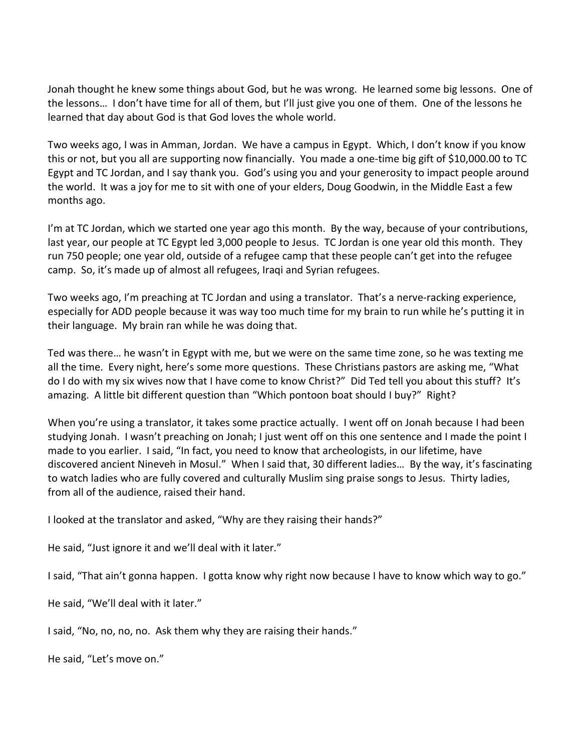Jonah thought he knew some things about God, but he was wrong. He learned some big lessons. One of the lessons… I don't have time for all of them, but I'll just give you one of them. One of the lessons he learned that day about God is that God loves the whole world.

Two weeks ago, I was in Amman, Jordan. We have a campus in Egypt. Which, I don't know if you know this or not, but you all are supporting now financially. You made a one-time big gift of $10,000.00 to TC Egypt and TC Jordan, and I say thank you. God's using you and your generosity to impact people around the world. It was a joy for me to sit with one of your elders, Doug Goodwin, in the Middle East a few months ago.

I'm at TC Jordan, which we started one year ago this month. By the way, because of your contributions, last year, our people at TC Egypt led 3,000 people to Jesus. TC Jordan is one year old this month. They run 750 people; one year old, outside of a refugee camp that these people can't get into the refugee camp. So, it's made up of almost all refugees, Iraqi and Syrian refugees.

Two weeks ago, I'm preaching at TC Jordan and using a translator. That's a nerve-racking experience, especially for ADD people because it was way too much time for my brain to run while he's putting it in their language. My brain ran while he was doing that.

Ted was there… he wasn't in Egypt with me, but we were on the same time zone, so he was texting me all the time. Every night, here's some more questions. These Christians pastors are asking me, "What do I do with my six wives now that I have come to know Christ?" Did Ted tell you about this stuff? It's amazing. A little bit different question than "Which pontoon boat should I buy?" Right?

When you're using a translator, it takes some practice actually. I went off on Jonah because I had been studying Jonah. I wasn't preaching on Jonah; I just went off on this one sentence and I made the point I made to you earlier. I said, "In fact, you need to know that archeologists, in our lifetime, have discovered ancient Nineveh in Mosul." When I said that, 30 different ladies… By the way, it's fascinating to watch ladies who are fully covered and culturally Muslim sing praise songs to Jesus. Thirty ladies, from all of the audience, raised their hand.

I looked at the translator and asked, "Why are they raising their hands?"

He said, "Just ignore it and we'll deal with it later."

I said, "That ain't gonna happen. I gotta know why right now because I have to know which way to go."

He said, "We'll deal with it later."

I said, "No, no, no, no. Ask them why they are raising their hands."

He said, "Let's move on."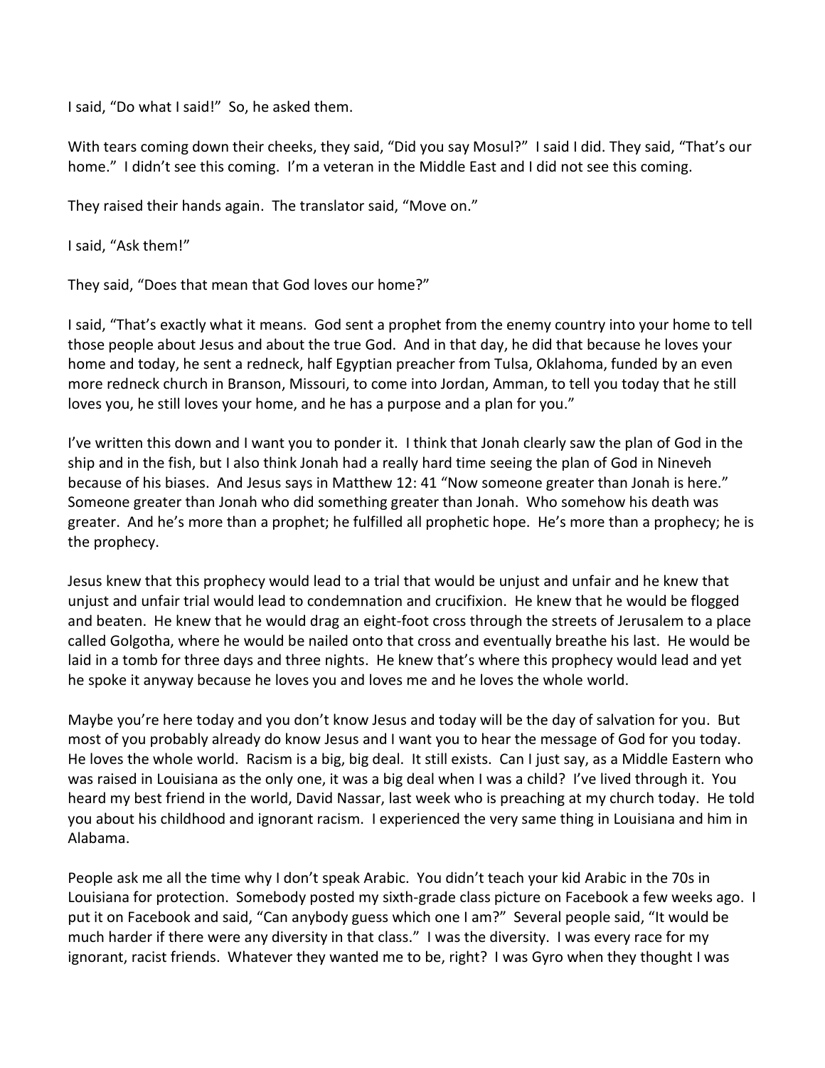I said, “Do what I said!” So, he asked them.

With tears coming down their cheeks, they said, “Did you say Mosul?” I said I did. They said, “That’s our home.” I didn’t see this coming. I’m a veteran in the Middle East and I did not see this coming.

They raised their hands again. The translator said, “Move on.”

I said, “Ask them!”

They said, “Does that mean that God loves our home?”

I said, “That’s exactly what it means. God sent a prophet from the enemy country into your home to tell those people about Jesus and about the true God. And in that day, he did that because he loves your home and today, he sent a redneck, half Egyptian preacher from Tulsa, Oklahoma, funded by an even more redneck church in Branson, Missouri, to come into Jordan, Amman, to tell you today that he still loves you, he still loves your home, and he has a purpose and a plan for you.”

I’ve written this down and I want you to ponder it. I think that Jonah clearly saw the plan of God in the ship and in the fish, but I also think Jonah had a really hard time seeing the plan of God in Nineveh because of his biases. And Jesus says in Matthew 12: 41 “Now someone greater than Jonah is here.” Someone greater than Jonah who did something greater than Jonah. Who somehow his death was greater. And he’s more than a prophet; he fulfilled all prophetic hope. He’s more than a prophecy; he is the prophecy.

Jesus knew that this prophecy would lead to a trial that would be unjust and unfair and he knew that unjust and unfair trial would lead to condemnation and crucifixion. He knew that he would be flogged and beaten. He knew that he would drag an eight-foot cross through the streets of Jerusalem to a place called Golgotha, where he would be nailed onto that cross and eventually breathe his last. He would be laid in a tomb for three days and three nights. He knew that’s where this prophecy would lead and yet he spoke it anyway because he loves you and loves me and he loves the whole world.

Maybe you’re here today and you don’t know Jesus and today will be the day of salvation for you. But most of you probably already do know Jesus and I want you to hear the message of God for you today. He loves the whole world. Racism is a big, big deal. It still exists. Can I just say, as a Middle Eastern who was raised in Louisiana as the only one, it was a big deal when I was a child? I’ve lived through it. You heard my best friend in the world, David Nassar, last week who is preaching at my church today. He told you about his childhood and ignorant racism. I experienced the very same thing in Louisiana and him in Alabama.

People ask me all the time why I don’t speak Arabic. You didn’t teach your kid Arabic in the 70s in Louisiana for protection. Somebody posted my sixth-grade class picture on Facebook a few weeks ago. I put it on Facebook and said, “Can anybody guess which one I am?” Several people said, “It would be much harder if there were any diversity in that class.” I was the diversity. I was every race for my ignorant, racist friends. Whatever they wanted me to be, right? I was Gyro when they thought I was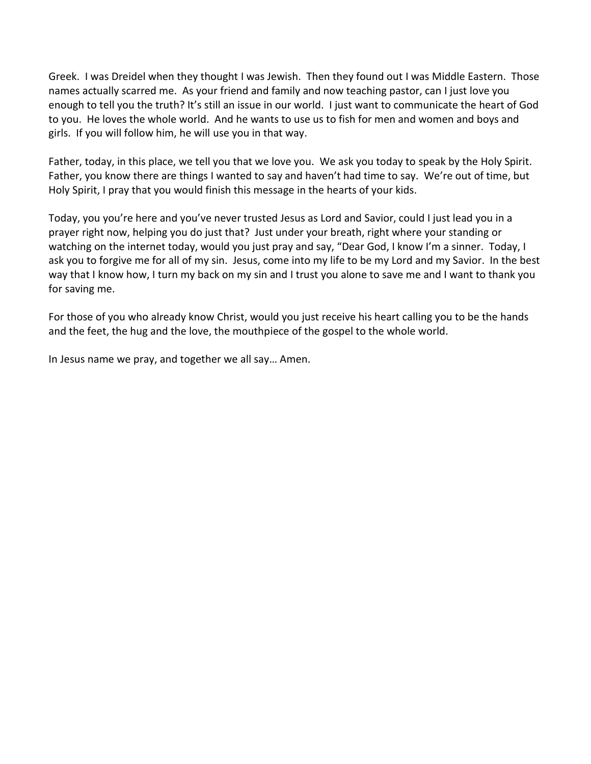Greek. I was Dreidel when they thought I was Jewish. Then they found out I was Middle Eastern. Those names actually scarred me. As your friend and family and now teaching pastor, can I just love you enough to tell you the truth? It's still an issue in our world. I just want to communicate the heart of God to you. He loves the whole world. And he wants to use us to fish for men and women and boys and girls. If you will follow him, he will use you in that way.

Father, today, in this place, we tell you that we love you. We ask you today to speak by the Holy Spirit. Father, you know there are things I wanted to say and haven't had time to say. We're out of time, but Holy Spirit, I pray that you would finish this message in the hearts of your kids.

Today, you you're here and you've never trusted Jesus as Lord and Savior, could I just lead you in a prayer right now, helping you do just that? Just under your breath, right where your standing or watching on the internet today, would you just pray and say, "Dear God, I know I'm a sinner. Today, I ask you to forgive me for all of my sin. Jesus, come into my life to be my Lord and my Savior. In the best way that I know how, I turn my back on my sin and I trust you alone to save me and I want to thank you for saving me.

For those of you who already know Christ, would you just receive his heart calling you to be the hands and the feet, the hug and the love, the mouthpiece of the gospel to the whole world.

In Jesus name we pray, and together we all say… Amen.